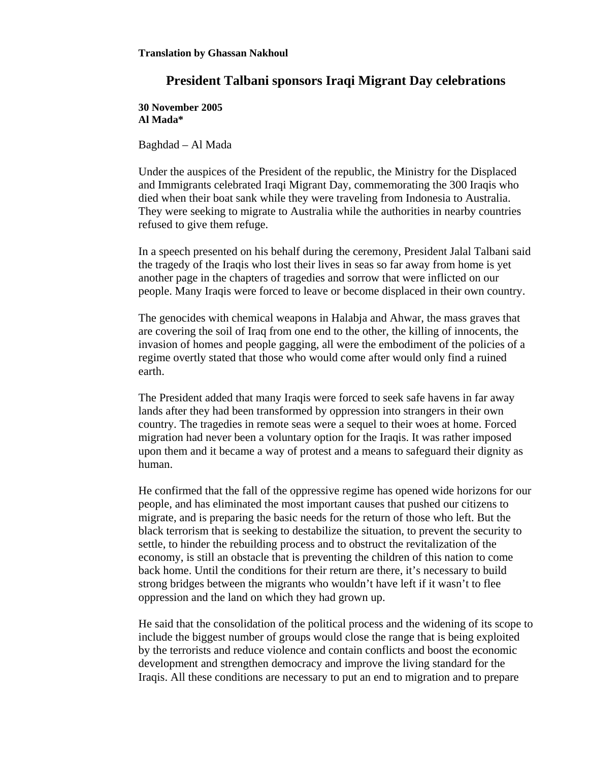**Translation by Ghassan Nakhoul**

# President Talbani sponsors Iraqi Migrant Day celebrations

**30 November 2005**
**Al Mada***

Baghdad – Al Mada

Under the auspices of the President of the republic, the Ministry for the Displaced and Immigrants celebrated Iraqi Migrant Day, commemorating the 300 Iraqis who died when their boat sank while they were traveling from Indonesia to Australia. They were seeking to migrate to Australia while the authorities in nearby countries refused to give them refuge.

In a speech presented on his behalf during the ceremony, President Jalal Talbani said the tragedy of the Iraqis who lost their lives in seas so far away from home is yet another page in the chapters of tragedies and sorrow that were inflicted on our people. Many Iraqis were forced to leave or become displaced in their own country.

The genocides with chemical weapons in Halabja and Ahwar, the mass graves that are covering the soil of Iraq from one end to the other, the killing of innocents, the invasion of homes and people gagging, all were the embodiment of the policies of a regime overtly stated that those who would come after would only find a ruined earth.

The President added that many Iraqis were forced to seek safe havens in far away lands after they had been transformed by oppression into strangers in their own country. The tragedies in remote seas were a sequel to their woes at home. Forced migration had never been a voluntary option for the Iraqis. It was rather imposed upon them and it became a way of protest and a means to safeguard their dignity as human.

He confirmed that the fall of the oppressive regime has opened wide horizons for our people, and has eliminated the most important causes that pushed our citizens to migrate, and is preparing the basic needs for the return of those who left. But the black terrorism that is seeking to destabilize the situation, to prevent the security to settle, to hinder the rebuilding process and to obstruct the revitalization of the economy, is still an obstacle that is preventing the children of this nation to come back home. Until the conditions for their return are there, it's necessary to build strong bridges between the migrants who wouldn't have left if it wasn't to flee oppression and the land on which they had grown up.

He said that the consolidation of the political process and the widening of its scope to include the biggest number of groups would close the range that is being exploited by the terrorists and reduce violence and contain conflicts and boost the economic development and strengthen democracy and improve the living standard for the Iraqis. All these conditions are necessary to put an end to migration and to prepare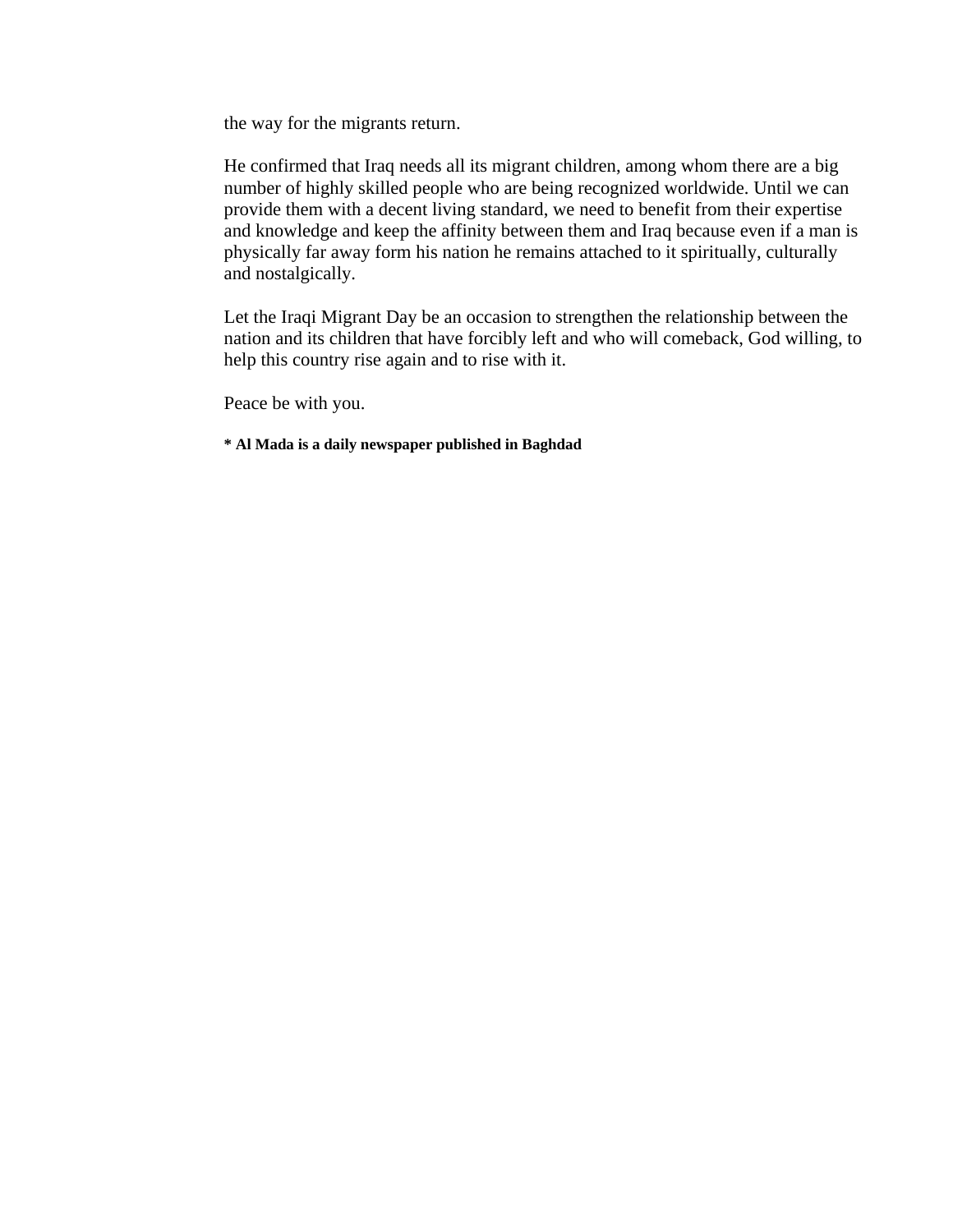the way for the migrants return.

He confirmed that Iraq needs all its migrant children, among whom there are a big number of highly skilled people who are being recognized worldwide. Until we can provide them with a decent living standard, we need to benefit from their expertise and knowledge and keep the affinity between them and Iraq because even if a man is physically far away form his nation he remains attached to it spiritually, culturally and nostalgically.

Let the Iraqi Migrant Day be an occasion to strengthen the relationship between the nation and its children that have forcibly left and who will comeback, God willing, to help this country rise again and to rise with it.

Peace be with you.

**\* Al Mada is a daily newspaper published in Baghdad**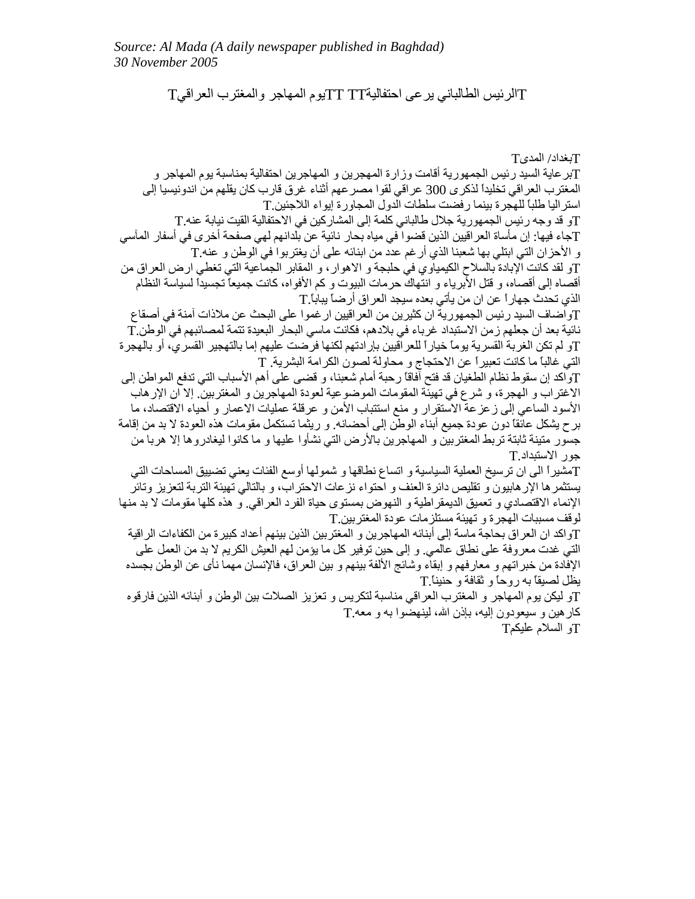*Source: Al Mada (A daily newspaper published in Baghdad)*
*30 November 2005*

Tالرئيس الطالباني يرعى احتفاليةTT TTيوم المهاجر والمغترب العراقيT

Tبغداد/ المدىT

Tبرعاية السيد رئيس الجمهورية أقامت وزارة المهجرين و المهاجرين احتفالية بمناسبة يوم المهاجر و المغترب العراقي تخليداً لذكرى 300 عراقي لقوا مصرعهم أثناء غرق قارب كان يقلهم من اندونيسيا إلى استراليا طلباً للهجرة بينما رفضت سلطات الدول المجاورة إيواء اللاجئين.T

Tو قد وجه رئيس الجمهورية جلال طالباني كلمة إلى المشاركين في الاحتفالية القيت نيابة عنه.T

Tجاء فيها: إن مأساة العراقيين الذين قضوا في مياه بحار نائية عن بلدانهم لهي صفحة أخرى في أسفار المآسي و الأحزان التي ابتلي بها شعبنا الذي أرغم عدد من ابنائه على أن يغتربوا في الوطن و عنه.T

Tو لقد كانت الإبادة بالسلاح الكيمياوي في حلبجة و الاهوار، و المقابر الجماعية التي تغطي ارض العراق من أقصاه إلى أقصاه، و قتل الأبرياء و انتهاك حرمات البيوت و كم الأفواه، كانت جميعاً تجسيداً لسياسة النظام الذي تحدث جهاراً عن ان من يأتي بعده سيجد العراق أرضاً يباباً.T

Tواضاف السيد رئيس الجمهورية ان كثيرين من العراقيين ارغموا على البحث عن ملاذات آمنة في أصقاع نائية بعد أن جعلهم زمن الاستبداد غرباء في بلادهم، فكانت ماسي البحار البعيدة تتمة لمصائبهم في الوطن.T

Tو لم تكن الغربة القسرية يوماً خياراً للعراقيين بإرادتهم لكنها فرضت عليهم إما بالتهجير القسري، أو بالهجرة التي غالباً ما كانت تعبيراً عن الاحتجاج و محاولة لصون الكرامة البشرية. T

Tواكد إن سقوط نظام الطغيان قد فتح آفاقاً رحبة أمام شعبنا، و قضى على أهم الأسباب التي تدفع المواطن إلى الاغتراب و الهجرة، و شرع في تهيئة المقومات الموضوعية لعودة المهاجرين و المغتربين. إلا ان الإرهاب الأسود الساعي إلى زعزعة الاستقرار و منع استتباب الأمن و عرقلة عمليات الاعمار و أحياء الاقتصاد، ما برح يشكل عائقاً دون عودة جميع أبناء الوطن إلى أحضانه. و ريثما تستكمل مقومات هذه العودة لا بد من إقامة جسور متينة ثابتة تربط المغتربين و المهاجرين بالأرض التي نشأوا عليها و ما كانوا ليغادروها إلا هربا من جور الاستبداد.T

Tمشيراً الى ان ترسيخ العملية السياسية و اتساع نطاقها و شمولها أوسع الفئات يعني تضييق المساحات التي يستثمرها الإرهابيون و تقليص دائرة العنف و احتواء نزعات الاحتراب، و بالتالي تهيئة التربة لتعزيز وتائر الإنماء الاقتصادي و تعميق الديمقراطية و النهوض بمستوى حياة الفرد العراقي. و هذه كلها مقومات لا بد منها لوقف مسببات الهجرة و تهيئة مستلزمات عودة المغتربين.T

Tواكد ان العراق بحاجة ماسة إلى أبنائه المهاجرين و المغتربين الذين بينهم أعداد كبيرة من الكفاءات الراقية التي غدت معروفة على نطاق عالمي. و إلى حين توفير كل ما يؤمن لهم العيش الكريم لا بد من العمل على الإفادة من خبراتهم و معارفهم و إبقاء وشائج الألفة بينهم و بين العراق، فالإنسان مهما نأى عن الوطن بجسده يظل لصيقاً به روحاً و ثقافة و حنيناً.T

Tو ليكن يوم المهاجر و المغترب العراقي مناسبة لتكريس و تعزيز الصلات بين الوطن و أبنائه الذين فارقوه كارهين و سيعودون إليه، بإذن الله، لينهضوا به و معه.T

Tو السلام عليكمT